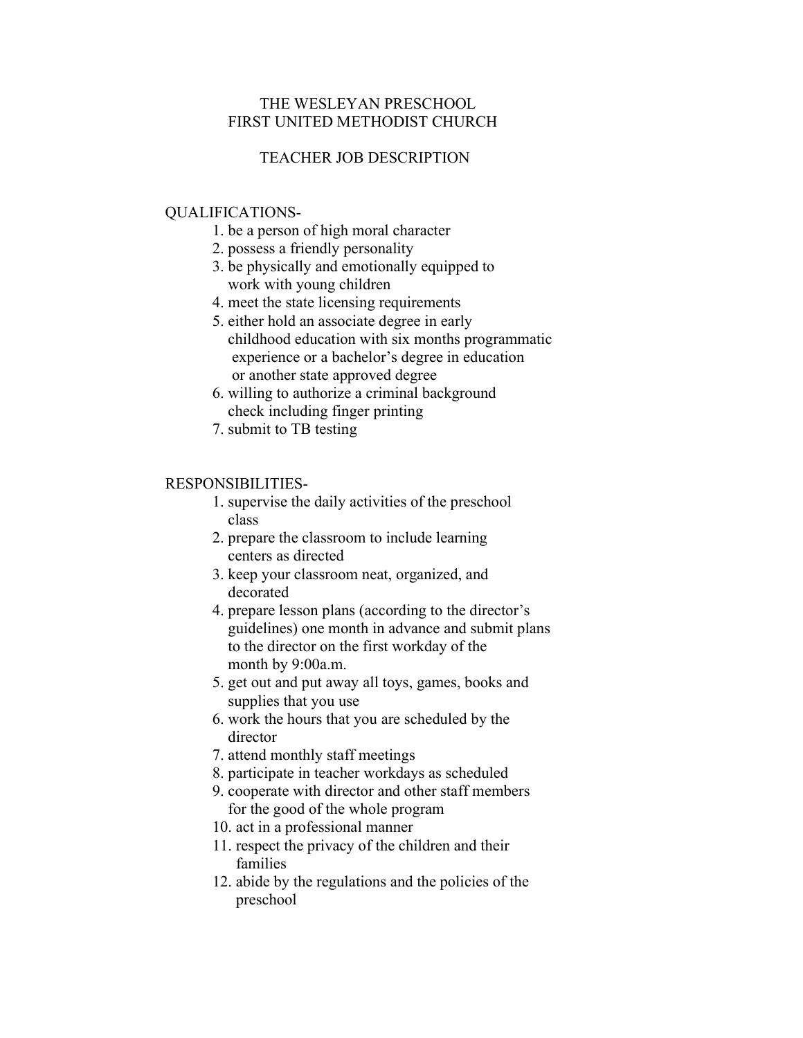# THE WESLEYAN PRESCHOOL
# FIRST UNITED METHODIST CHURCH

## TEACHER JOB DESCRIPTION

QUALIFICATIONS-

1. be a person of high moral character
2. possess a friendly personality
3. be physically and emotionally equipped to work with young children
4. meet the state licensing requirements
5. either hold an associate degree in early childhood education with six months programmatic experience or a bachelor's degree in education or another state approved degree
6. willing to authorize a criminal background check including finger printing
7. submit to TB testing

RESPONSIBILITIES-

1. supervise the daily activities of the preschool class
2. prepare the classroom to include learning centers as directed
3. keep your classroom neat, organized, and decorated
4. prepare lesson plans (according to the director's guidelines) one month in advance and submit plans to the director on the first workday of the month by 9:00a.m.
5. get out and put away all toys, games, books and supplies that you use
6. work the hours that you are scheduled by the director
7. attend monthly staff meetings
8. participate in teacher workdays as scheduled
9. cooperate with director and other staff members for the good of the whole program
10. act in a professional manner
11. respect the privacy of the children and their families
12. abide by the regulations and the policies of the preschool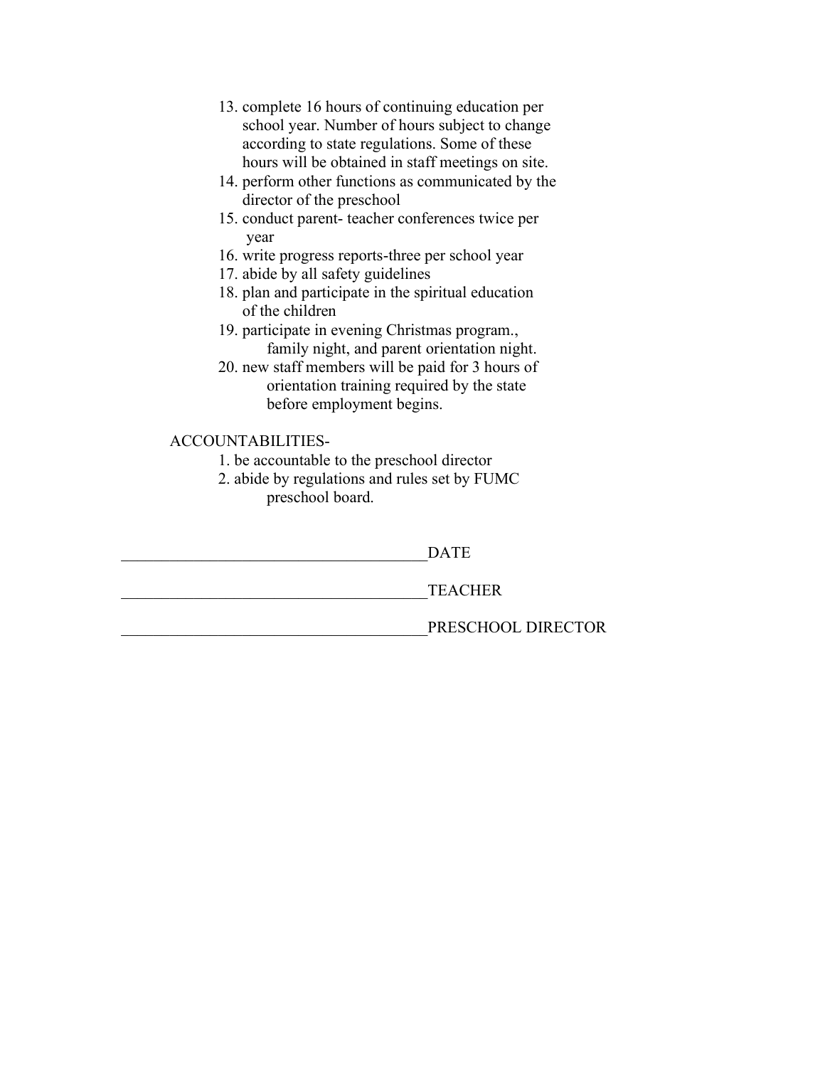13. complete 16 hours of continuing education per school year. Number of hours subject to change according to state regulations. Some of these hours will be obtained in staff meetings on site.
14. perform other functions as communicated by the director of the preschool
15. conduct parent- teacher conferences twice per year
16. write progress reports-three per school year
17. abide by all safety guidelines
18. plan and participate in the spiritual education of the children
19. participate in evening Christmas program., family night, and parent orientation night.
20. new staff members will be paid for 3 hours of orientation training required by the state before employment begins.

ACCOUNTABILITIES-

1. be accountable to the preschool director
2. abide by regulations and rules set by FUMC preschool board.

______________________________________DATE

______________________________________TEACHER

______________________________________PRESCHOOL DIRECTOR